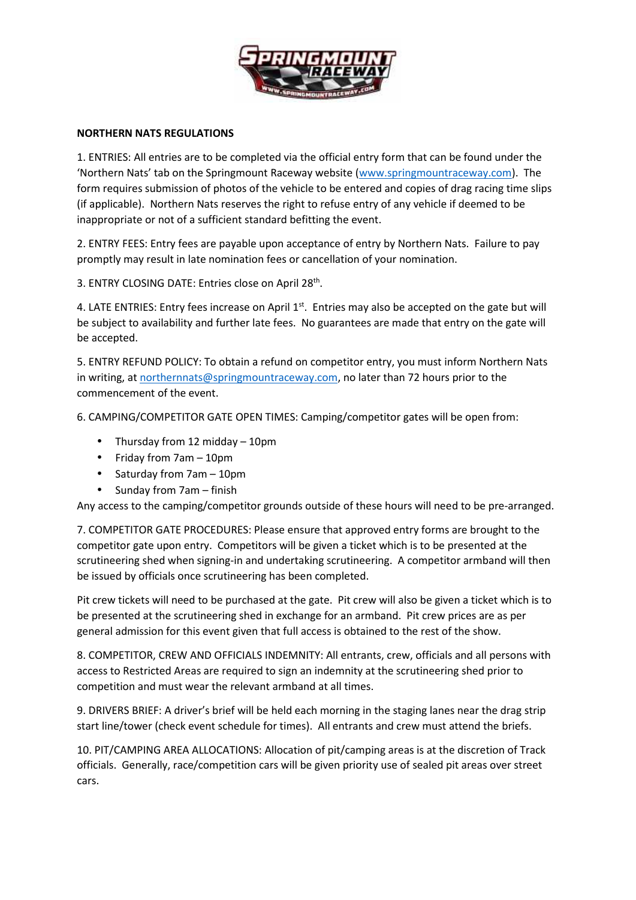## NORTHERN NATS REGULATIONS

1. ENTRIES: All entries are to be completed via the official entry form that can be found under the 'Northern Nats' tab on the Springmount Raceway website (www.springmountraceway.com). The form requires submission of photos of the vehicle to be entered and copies of drag racing time slips (if applicable). Northern Nats reserves the right to refuse entry of any vehicle if deemed to be inappropriate or not of a sufficient standard befitting the event.

2. ENTRY FEES: Entry fees are payable upon acceptance of entry by Northern Nats. Failure to pay promptly may result in late nomination fees or cancellation of your nomination.

3. ENTRY CLOSING DATE: Entries close on April 28th.

4. LATE ENTRIES: Entry fees increase on April 1st. Entries may also be accepted on the gate but will be subject to availability and further late fees. No guarantees are made that entry on the gate will be accepted.

5. ENTRY REFUND POLICY: To obtain a refund on competitor entry, you must inform Northern Nats in writing, at northernnats@springmountraceway.com, no later than 72 hours prior to the commencement of the event.

6. CAMPING/COMPETITOR GATE OPEN TIMES: Camping/competitor gates will be open from:

- Thursday from 12 midday – 10pm
- Friday from 7am – 10pm
- Saturday from 7am – 10pm
- Sunday from 7am – finish

Any access to the camping/competitor grounds outside of these hours will need to be pre-arranged.

7. COMPETITOR GATE PROCEDURES: Please ensure that approved entry forms are brought to the competitor gate upon entry. Competitors will be given a ticket which is to be presented at the scrutineering shed when signing-in and undertaking scrutineering. A competitor armband will then be issued by officials once scrutineering has been completed.

Pit crew tickets will need to be purchased at the gate. Pit crew will also be given a ticket which is to be presented at the scrutineering shed in exchange for an armband. Pit crew prices are as per general admission for this event given that full access is obtained to the rest of the show.

8. COMPETITOR, CREW AND OFFICIALS INDEMNITY: All entrants, crew, officials and all persons with access to Restricted Areas are required to sign an indemnity at the scrutineering shed prior to competition and must wear the relevant armband at all times.

9. DRIVERS BRIEF: A driver's brief will be held each morning in the staging lanes near the drag strip start line/tower (check event schedule for times). All entrants and crew must attend the briefs.

10. PIT/CAMPING AREA ALLOCATIONS: Allocation of pit/camping areas is at the discretion of Track officials. Generally, race/competition cars will be given priority use of sealed pit areas over street cars.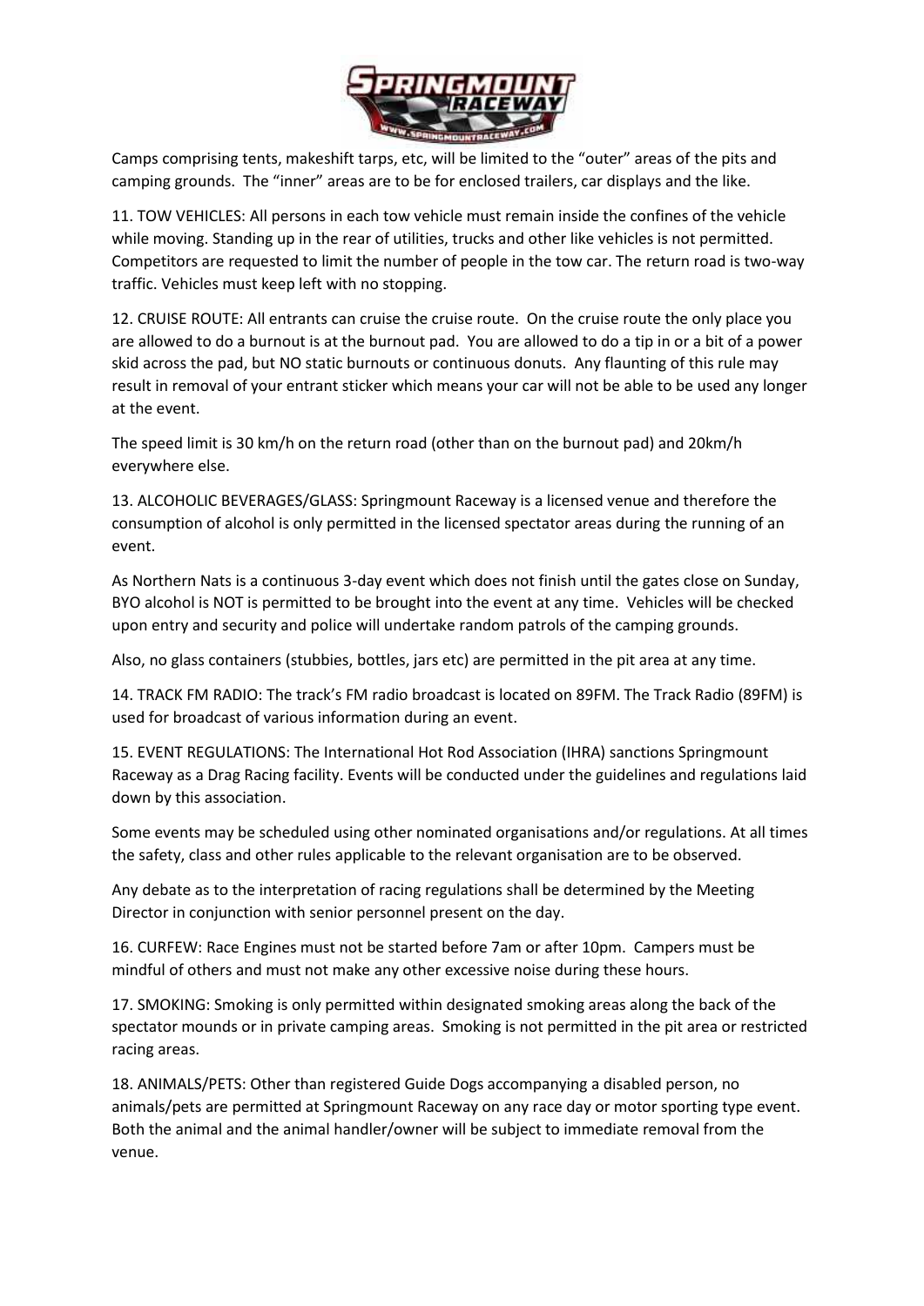Camps comprising tents, makeshift tarps, etc, will be limited to the "outer" areas of the pits and camping grounds. The "inner" areas are to be for enclosed trailers, car displays and the like.

11. TOW VEHICLES: All persons in each tow vehicle must remain inside the confines of the vehicle while moving. Standing up in the rear of utilities, trucks and other like vehicles is not permitted. Competitors are requested to limit the number of people in the tow car. The return road is two-way traffic. Vehicles must keep left with no stopping.

12. CRUISE ROUTE: All entrants can cruise the cruise route. On the cruise route the only place you are allowed to do a burnout is at the burnout pad. You are allowed to do a tip in or a bit of a power skid across the pad, but NO static burnouts or continuous donuts. Any flaunting of this rule may result in removal of your entrant sticker which means your car will not be able to be used any longer at the event.

The speed limit is 30 km/h on the return road (other than on the burnout pad) and 20km/h everywhere else.

13. ALCOHOLIC BEVERAGES/GLASS: Springmount Raceway is a licensed venue and therefore the consumption of alcohol is only permitted in the licensed spectator areas during the running of an event.

As Northern Nats is a continuous 3-day event which does not finish until the gates close on Sunday, BYO alcohol is NOT is permitted to be brought into the event at any time. Vehicles will be checked upon entry and security and police will undertake random patrols of the camping grounds.

Also, no glass containers (stubbies, bottles, jars etc) are permitted in the pit area at any time.

14. TRACK FM RADIO: The track's FM radio broadcast is located on 89FM. The Track Radio (89FM) is used for broadcast of various information during an event.

15. EVENT REGULATIONS: The International Hot Rod Association (IHRA) sanctions Springmount Raceway as a Drag Racing facility. Events will be conducted under the guidelines and regulations laid down by this association.

Some events may be scheduled using other nominated organisations and/or regulations. At all times the safety, class and other rules applicable to the relevant organisation are to be observed.

Any debate as to the interpretation of racing regulations shall be determined by the Meeting Director in conjunction with senior personnel present on the day.

16. CURFEW: Race Engines must not be started before 7am or after 10pm. Campers must be mindful of others and must not make any other excessive noise during these hours.

17. SMOKING: Smoking is only permitted within designated smoking areas along the back of the spectator mounds or in private camping areas. Smoking is not permitted in the pit area or restricted racing areas.

18. ANIMALS/PETS: Other than registered Guide Dogs accompanying a disabled person, no animals/pets are permitted at Springmount Raceway on any race day or motor sporting type event. Both the animal and the animal handler/owner will be subject to immediate removal from the venue.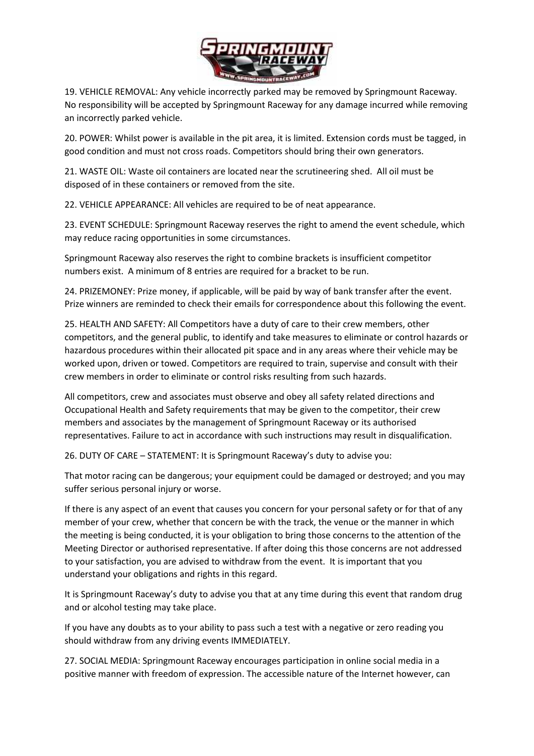19. VEHICLE REMOVAL: Any vehicle incorrectly parked may be removed by Springmount Raceway. No responsibility will be accepted by Springmount Raceway for any damage incurred while removing an incorrectly parked vehicle.

20. POWER: Whilst power is available in the pit area, it is limited. Extension cords must be tagged, in good condition and must not cross roads. Competitors should bring their own generators.

21. WASTE OIL: Waste oil containers are located near the scrutineering shed. All oil must be disposed of in these containers or removed from the site.

22. VEHICLE APPEARANCE: All vehicles are required to be of neat appearance.

23. EVENT SCHEDULE: Springmount Raceway reserves the right to amend the event schedule, which may reduce racing opportunities in some circumstances.

Springmount Raceway also reserves the right to combine brackets is insufficient competitor numbers exist. A minimum of 8 entries are required for a bracket to be run.

24. PRIZEMONEY: Prize money, if applicable, will be paid by way of bank transfer after the event. Prize winners are reminded to check their emails for correspondence about this following the event.

25. HEALTH AND SAFETY: All Competitors have a duty of care to their crew members, other competitors, and the general public, to identify and take measures to eliminate or control hazards or hazardous procedures within their allocated pit space and in any areas where their vehicle may be worked upon, driven or towed. Competitors are required to train, supervise and consult with their crew members in order to eliminate or control risks resulting from such hazards.

All competitors, crew and associates must observe and obey all safety related directions and Occupational Health and Safety requirements that may be given to the competitor, their crew members and associates by the management of Springmount Raceway or its authorised representatives. Failure to act in accordance with such instructions may result in disqualification.

26. DUTY OF CARE – STATEMENT: It is Springmount Raceway's duty to advise you:

That motor racing can be dangerous; your equipment could be damaged or destroyed; and you may suffer serious personal injury or worse.

If there is any aspect of an event that causes you concern for your personal safety or for that of any member of your crew, whether that concern be with the track, the venue or the manner in which the meeting is being conducted, it is your obligation to bring those concerns to the attention of the Meeting Director or authorised representative. If after doing this those concerns are not addressed to your satisfaction, you are advised to withdraw from the event. It is important that you understand your obligations and rights in this regard.

It is Springmount Raceway's duty to advise you that at any time during this event that random drug and or alcohol testing may take place.

If you have any doubts as to your ability to pass such a test with a negative or zero reading you should withdraw from any driving events IMMEDIATELY.

27. SOCIAL MEDIA: Springmount Raceway encourages participation in online social media in a positive manner with freedom of expression. The accessible nature of the Internet however, can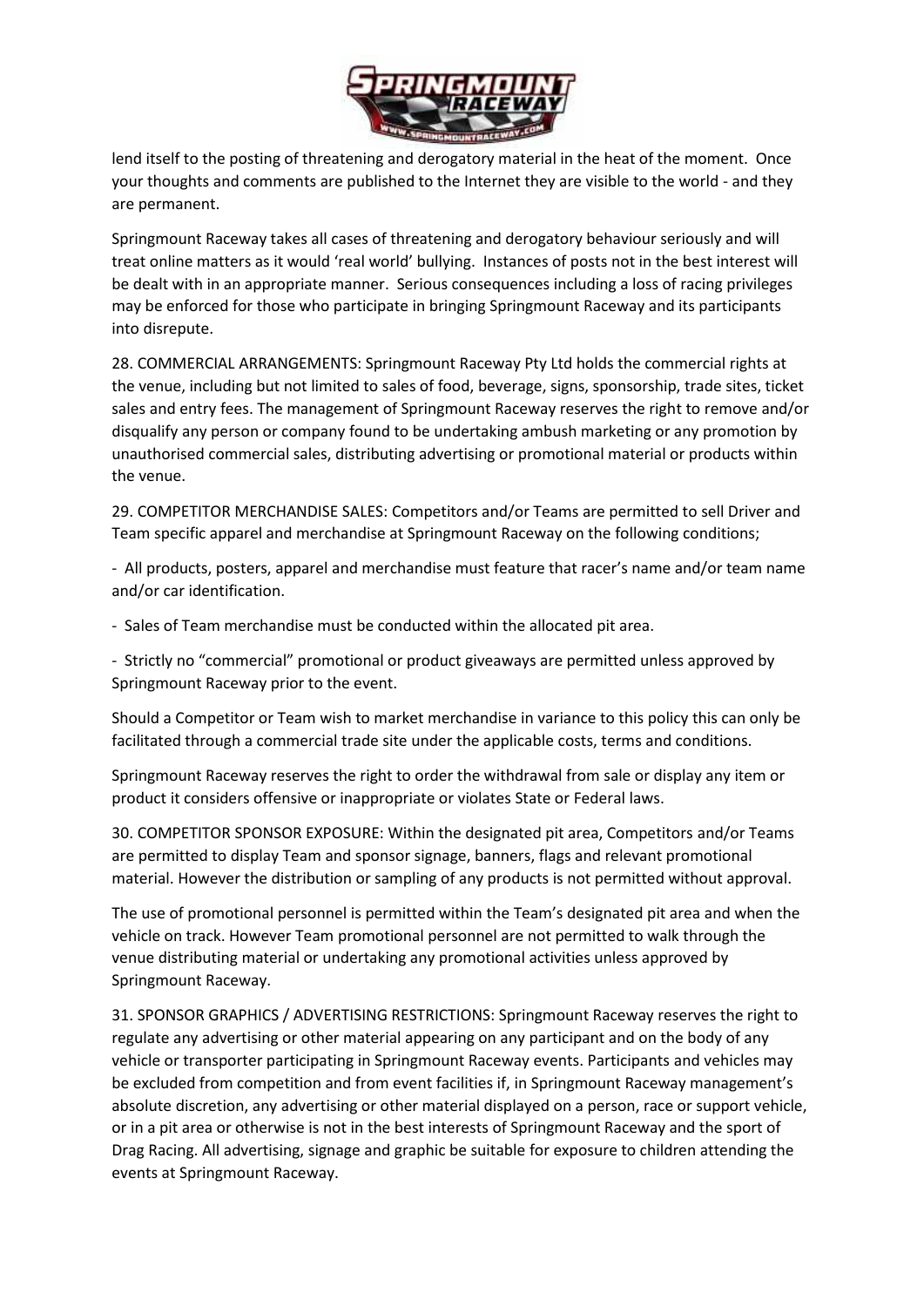lend itself to the posting of threatening and derogatory material in the heat of the moment. Once your thoughts and comments are published to the Internet they are visible to the world - and they are permanent.

Springmount Raceway takes all cases of threatening and derogatory behaviour seriously and will treat online matters as it would 'real world' bullying. Instances of posts not in the best interest will be dealt with in an appropriate manner. Serious consequences including a loss of racing privileges may be enforced for those who participate in bringing Springmount Raceway and its participants into disrepute.

28. COMMERCIAL ARRANGEMENTS: Springmount Raceway Pty Ltd holds the commercial rights at the venue, including but not limited to sales of food, beverage, signs, sponsorship, trade sites, ticket sales and entry fees. The management of Springmount Raceway reserves the right to remove and/or disqualify any person or company found to be undertaking ambush marketing or any promotion by unauthorised commercial sales, distributing advertising or promotional material or products within the venue.

29. COMPETITOR MERCHANDISE SALES: Competitors and/or Teams are permitted to sell Driver and Team specific apparel and merchandise at Springmount Raceway on the following conditions;

- All products, posters, apparel and merchandise must feature that racer's name and/or team name and/or car identification.
- Sales of Team merchandise must be conducted within the allocated pit area.
- Strictly no "commercial" promotional or product giveaways are permitted unless approved by Springmount Raceway prior to the event.

Should a Competitor or Team wish to market merchandise in variance to this policy this can only be facilitated through a commercial trade site under the applicable costs, terms and conditions.

Springmount Raceway reserves the right to order the withdrawal from sale or display any item or product it considers offensive or inappropriate or violates State or Federal laws.

30. COMPETITOR SPONSOR EXPOSURE: Within the designated pit area, Competitors and/or Teams are permitted to display Team and sponsor signage, banners, flags and relevant promotional material. However the distribution or sampling of any products is not permitted without approval.

The use of promotional personnel is permitted within the Team's designated pit area and when the vehicle on track. However Team promotional personnel are not permitted to walk through the venue distributing material or undertaking any promotional activities unless approved by Springmount Raceway.

31. SPONSOR GRAPHICS / ADVERTISING RESTRICTIONS: Springmount Raceway reserves the right to regulate any advertising or other material appearing on any participant and on the body of any vehicle or transporter participating in Springmount Raceway events. Participants and vehicles may be excluded from competition and from event facilities if, in Springmount Raceway management's absolute discretion, any advertising or other material displayed on a person, race or support vehicle, or in a pit area or otherwise is not in the best interests of Springmount Raceway and the sport of Drag Racing. All advertising, signage and graphic be suitable for exposure to children attending the events at Springmount Raceway.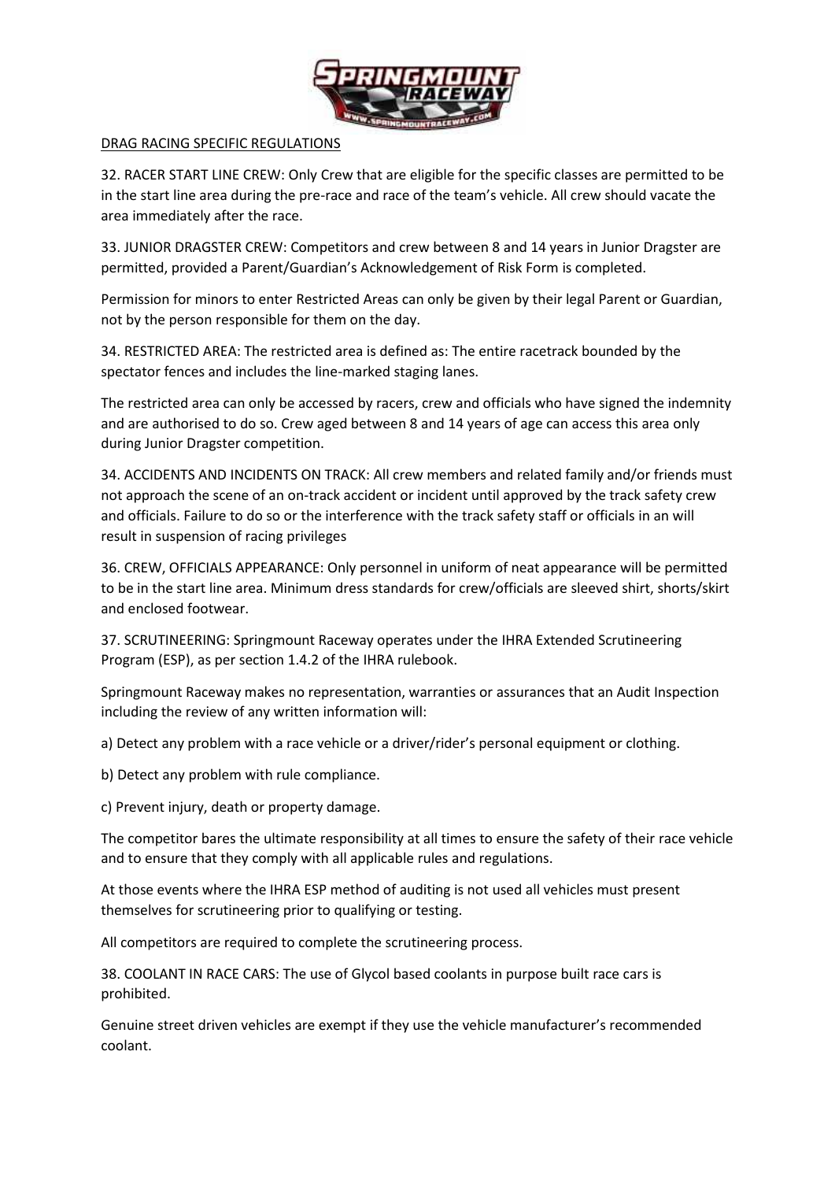DRAG RACING SPECIFIC REGULATIONS

32. RACER START LINE CREW: Only Crew that are eligible for the specific classes are permitted to be in the start line area during the pre-race and race of the team's vehicle. All crew should vacate the area immediately after the race.

33. JUNIOR DRAGSTER CREW: Competitors and crew between 8 and 14 years in Junior Dragster are permitted, provided a Parent/Guardian's Acknowledgement of Risk Form is completed.

Permission for minors to enter Restricted Areas can only be given by their legal Parent or Guardian, not by the person responsible for them on the day.

34. RESTRICTED AREA: The restricted area is defined as: The entire racetrack bounded by the spectator fences and includes the line-marked staging lanes.

The restricted area can only be accessed by racers, crew and officials who have signed the indemnity and are authorised to do so. Crew aged between 8 and 14 years of age can access this area only during Junior Dragster competition.

34. ACCIDENTS AND INCIDENTS ON TRACK: All crew members and related family and/or friends must not approach the scene of an on-track accident or incident until approved by the track safety crew and officials. Failure to do so or the interference with the track safety staff or officials in an will result in suspension of racing privileges

36. CREW, OFFICIALS APPEARANCE: Only personnel in uniform of neat appearance will be permitted to be in the start line area. Minimum dress standards for crew/officials are sleeved shirt, shorts/skirt and enclosed footwear.

37. SCRUTINEERING: Springmount Raceway operates under the IHRA Extended Scrutineering Program (ESP), as per section 1.4.2 of the IHRA rulebook.

Springmount Raceway makes no representation, warranties or assurances that an Audit Inspection including the review of any written information will:

a) Detect any problem with a race vehicle or a driver/rider's personal equipment or clothing.

b) Detect any problem with rule compliance.

c) Prevent injury, death or property damage.

The competitor bares the ultimate responsibility at all times to ensure the safety of their race vehicle and to ensure that they comply with all applicable rules and regulations.

At those events where the IHRA ESP method of auditing is not used all vehicles must present themselves for scrutineering prior to qualifying or testing.

All competitors are required to complete the scrutineering process.

38. COOLANT IN RACE CARS: The use of Glycol based coolants in purpose built race cars is prohibited.

Genuine street driven vehicles are exempt if they use the vehicle manufacturer's recommended coolant.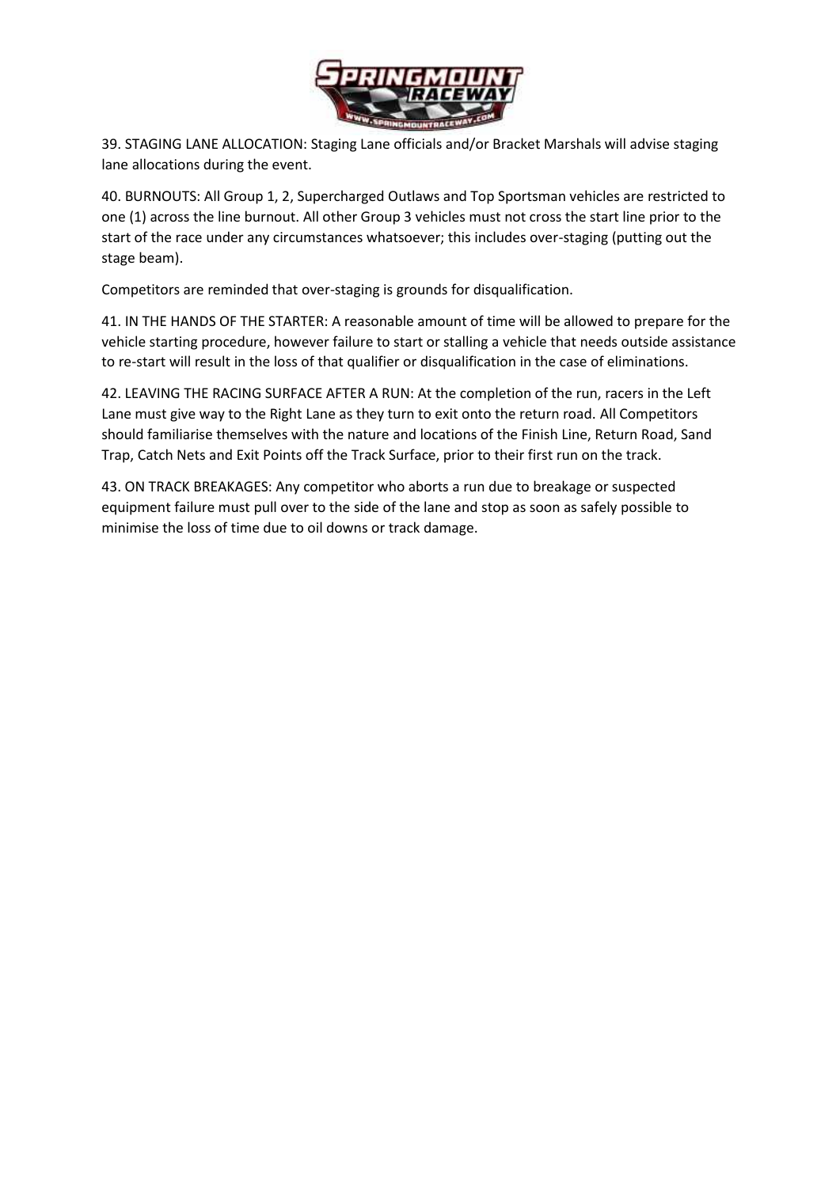39. STAGING LANE ALLOCATION: Staging Lane officials and/or Bracket Marshals will advise staging lane allocations during the event.

40. BURNOUTS: All Group 1, 2, Supercharged Outlaws and Top Sportsman vehicles are restricted to one (1) across the line burnout. All other Group 3 vehicles must not cross the start line prior to the start of the race under any circumstances whatsoever; this includes over-staging (putting out the stage beam).

Competitors are reminded that over-staging is grounds for disqualification.

41. IN THE HANDS OF THE STARTER: A reasonable amount of time will be allowed to prepare for the vehicle starting procedure, however failure to start or stalling a vehicle that needs outside assistance to re-start will result in the loss of that qualifier or disqualification in the case of eliminations.

42. LEAVING THE RACING SURFACE AFTER A RUN: At the completion of the run, racers in the Left Lane must give way to the Right Lane as they turn to exit onto the return road. All Competitors should familiarise themselves with the nature and locations of the Finish Line, Return Road, Sand Trap, Catch Nets and Exit Points off the Track Surface, prior to their first run on the track.

43. ON TRACK BREAKAGES: Any competitor who aborts a run due to breakage or suspected equipment failure must pull over to the side of the lane and stop as soon as safely possible to minimise the loss of time due to oil downs or track damage.